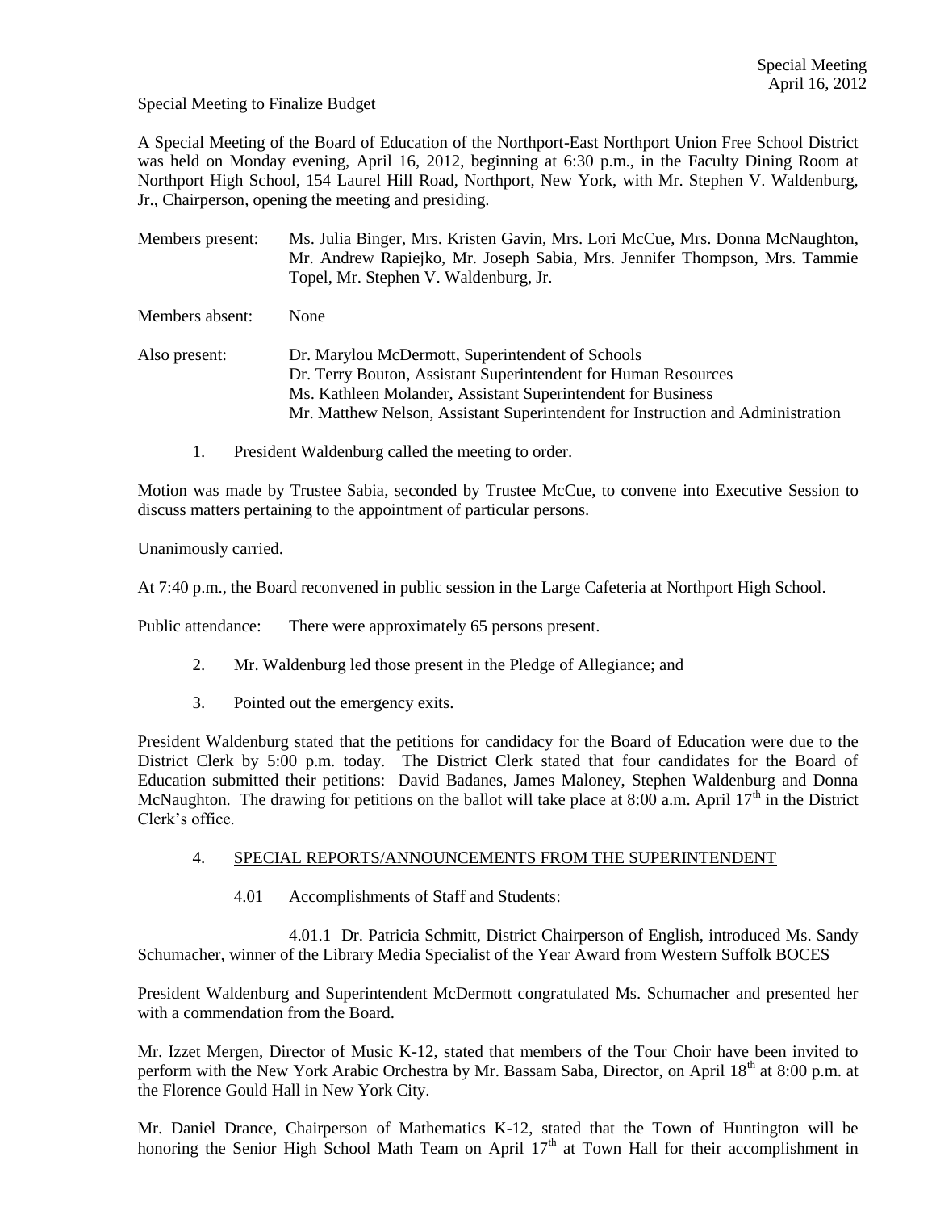Special Meeting
April 16, 2012

Special Meeting to Finalize Budget

A Special Meeting of the Board of Education of the Northport-East Northport Union Free School District was held on Monday evening, April 16, 2012, beginning at 6:30 p.m., in the Faculty Dining Room at Northport High School, 154 Laurel Hill Road, Northport, New York, with Mr. Stephen V. Waldenburg, Jr., Chairperson, opening the meeting and presiding.

Members present: Ms. Julia Binger, Mrs. Kristen Gavin, Mrs. Lori McCue, Mrs. Donna McNaughton, Mr. Andrew Rapiejko, Mr. Joseph Sabia, Mrs. Jennifer Thompson, Mrs. Tammie Topel, Mr. Stephen V. Waldenburg, Jr.

Members absent: None

Also present: Dr. Marylou McDermott, Superintendent of Schools
Dr. Terry Bouton, Assistant Superintendent for Human Resources
Ms. Kathleen Molander, Assistant Superintendent for Business
Mr. Matthew Nelson, Assistant Superintendent for Instruction and Administration

1. President Waldenburg called the meeting to order.

Motion was made by Trustee Sabia, seconded by Trustee McCue, to convene into Executive Session to discuss matters pertaining to the appointment of particular persons.

Unanimously carried.

At 7:40 p.m., the Board reconvened in public session in the Large Cafeteria at Northport High School.

Public attendance: There were approximately 65 persons present.

2. Mr. Waldenburg led those present in the Pledge of Allegiance; and

3. Pointed out the emergency exits.

President Waldenburg stated that the petitions for candidacy for the Board of Education were due to the District Clerk by 5:00 p.m. today. The District Clerk stated that four candidates for the Board of Education submitted their petitions: David Badanes, James Maloney, Stephen Waldenburg and Donna McNaughton. The drawing for petitions on the ballot will take place at 8:00 a.m. April 17th in the District Clerk's office.

4. SPECIAL REPORTS/ANNOUNCEMENTS FROM THE SUPERINTENDENT

4.01 Accomplishments of Staff and Students:

4.01.1 Dr. Patricia Schmitt, District Chairperson of English, introduced Ms. Sandy Schumacher, winner of the Library Media Specialist of the Year Award from Western Suffolk BOCES

President Waldenburg and Superintendent McDermott congratulated Ms. Schumacher and presented her with a commendation from the Board.

Mr. Izzet Mergen, Director of Music K-12, stated that members of the Tour Choir have been invited to perform with the New York Arabic Orchestra by Mr. Bassam Saba, Director, on April 18th at 8:00 p.m. at the Florence Gould Hall in New York City.

Mr. Daniel Drance, Chairperson of Mathematics K-12, stated that the Town of Huntington will be honoring the Senior High School Math Team on April 17th at Town Hall for their accomplishment in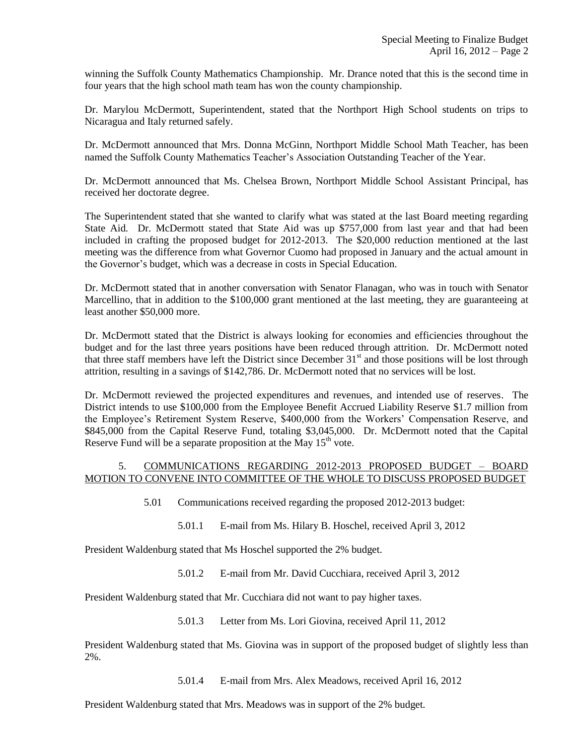winning the Suffolk County Mathematics Championship. Mr. Drance noted that this is the second time in four years that the high school math team has won the county championship.

Dr. Marylou McDermott, Superintendent, stated that the Northport High School students on trips to Nicaragua and Italy returned safely.

Dr. McDermott announced that Mrs. Donna McGinn, Northport Middle School Math Teacher, has been named the Suffolk County Mathematics Teacher's Association Outstanding Teacher of the Year.

Dr. McDermott announced that Ms. Chelsea Brown, Northport Middle School Assistant Principal, has received her doctorate degree.

The Superintendent stated that she wanted to clarify what was stated at the last Board meeting regarding State Aid. Dr. McDermott stated that State Aid was up $757,000 from last year and that had been included in crafting the proposed budget for 2012-2013. The $20,000 reduction mentioned at the last meeting was the difference from what Governor Cuomo had proposed in January and the actual amount in the Governor's budget, which was a decrease in costs in Special Education.

Dr. McDermott stated that in another conversation with Senator Flanagan, who was in touch with Senator Marcellino, that in addition to the $100,000 grant mentioned at the last meeting, they are guaranteeing at least another $50,000 more.

Dr. McDermott stated that the District is always looking for economies and efficiencies throughout the budget and for the last three years positions have been reduced through attrition. Dr. McDermott noted that three staff members have left the District since December 31st and those positions will be lost through attrition, resulting in a savings of $142,786. Dr. McDermott noted that no services will be lost.

Dr. McDermott reviewed the projected expenditures and revenues, and intended use of reserves. The District intends to use $100,000 from the Employee Benefit Accrued Liability Reserve $1.7 million from the Employee's Retirement System Reserve, $400,000 from the Workers' Compensation Reserve, and $845,000 from the Capital Reserve Fund, totaling $3,045,000. Dr. McDermott noted that the Capital Reserve Fund will be a separate proposition at the May 15th vote.

5. COMMUNICATIONS REGARDING 2012-2013 PROPOSED BUDGET – BOARD MOTION TO CONVENE INTO COMMITTEE OF THE WHOLE TO DISCUSS PROPOSED BUDGET

5.01 Communications received regarding the proposed 2012-2013 budget:

5.01.1 E-mail from Ms. Hilary B. Hoschel, received April 3, 2012

President Waldenburg stated that Ms Hoschel supported the 2% budget.

5.01.2 E-mail from Mr. David Cucchiara, received April 3, 2012

President Waldenburg stated that Mr. Cucchiara did not want to pay higher taxes.

5.01.3 Letter from Ms. Lori Giovina, received April 11, 2012

President Waldenburg stated that Ms. Giovina was in support of the proposed budget of slightly less than 2%.

5.01.4 E-mail from Mrs. Alex Meadows, received April 16, 2012

President Waldenburg stated that Mrs. Meadows was in support of the 2% budget.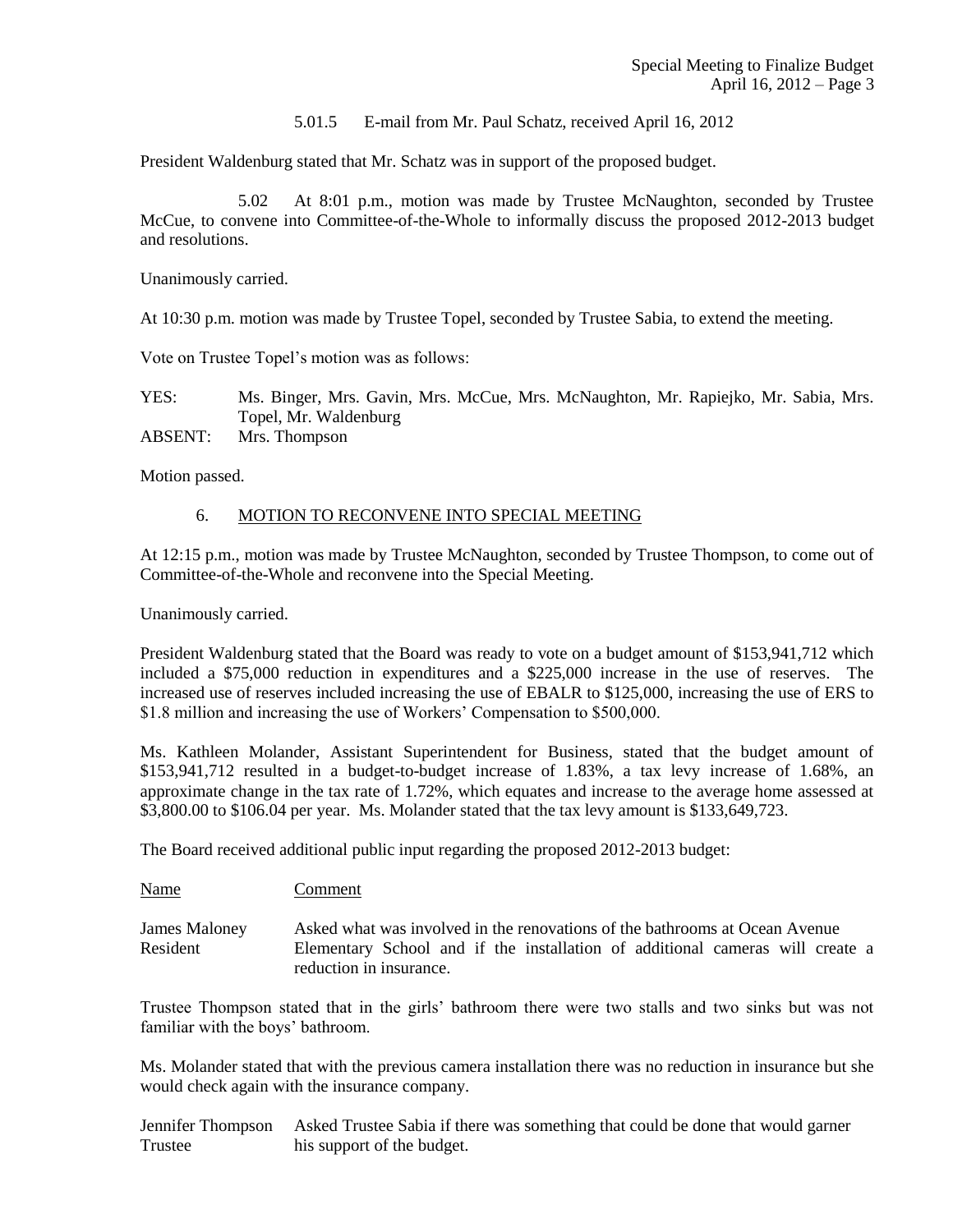5.01.5 E-mail from Mr. Paul Schatz, received April 16, 2012

President Waldenburg stated that Mr. Schatz was in support of the proposed budget.

5.02 At 8:01 p.m., motion was made by Trustee McNaughton, seconded by Trustee McCue, to convene into Committee-of-the-Whole to informally discuss the proposed 2012-2013 budget and resolutions.

Unanimously carried.

At 10:30 p.m. motion was made by Trustee Topel, seconded by Trustee Sabia, to extend the meeting.

Vote on Trustee Topel's motion was as follows:

YES: Ms. Binger, Mrs. Gavin, Mrs. McCue, Mrs. McNaughton, Mr. Rapiejko, Mr. Sabia, Mrs. Topel, Mr. Waldenburg
ABSENT: Mrs. Thompson

Motion passed.

6. MOTION TO RECONVENE INTO SPECIAL MEETING

At 12:15 p.m., motion was made by Trustee McNaughton, seconded by Trustee Thompson, to come out of Committee-of-the-Whole and reconvene into the Special Meeting.

Unanimously carried.

President Waldenburg stated that the Board was ready to vote on a budget amount of $153,941,712 which included a $75,000 reduction in expenditures and a $225,000 increase in the use of reserves. The increased use of reserves included increasing the use of EBALR to $125,000, increasing the use of ERS to $1.8 million and increasing the use of Workers' Compensation to $500,000.

Ms. Kathleen Molander, Assistant Superintendent for Business, stated that the budget amount of $153,941,712 resulted in a budget-to-budget increase of 1.83%, a tax levy increase of 1.68%, an approximate change in the tax rate of 1.72%, which equates and increase to the average home assessed at $3,800.00 to $106.04 per year. Ms. Molander stated that the tax levy amount is $133,649,723.

The Board received additional public input regarding the proposed 2012-2013 budget:

| Name | Comment |
|---|---|
| James Maloney<br>Resident | Asked what was involved in the renovations of the bathrooms at Ocean Avenue Elementary School and if the installation of additional cameras will create a reduction in insurance. |

Trustee Thompson stated that in the girls' bathroom there were two stalls and two sinks but was not familiar with the boys' bathroom.

Ms. Molander stated that with the previous camera installation there was no reduction in insurance but she would check again with the insurance company.

| | |
|---|---|
| Jennifer Thompson<br>Trustee | Asked Trustee Sabia if there was something that could be done that would garner his support of the budget. |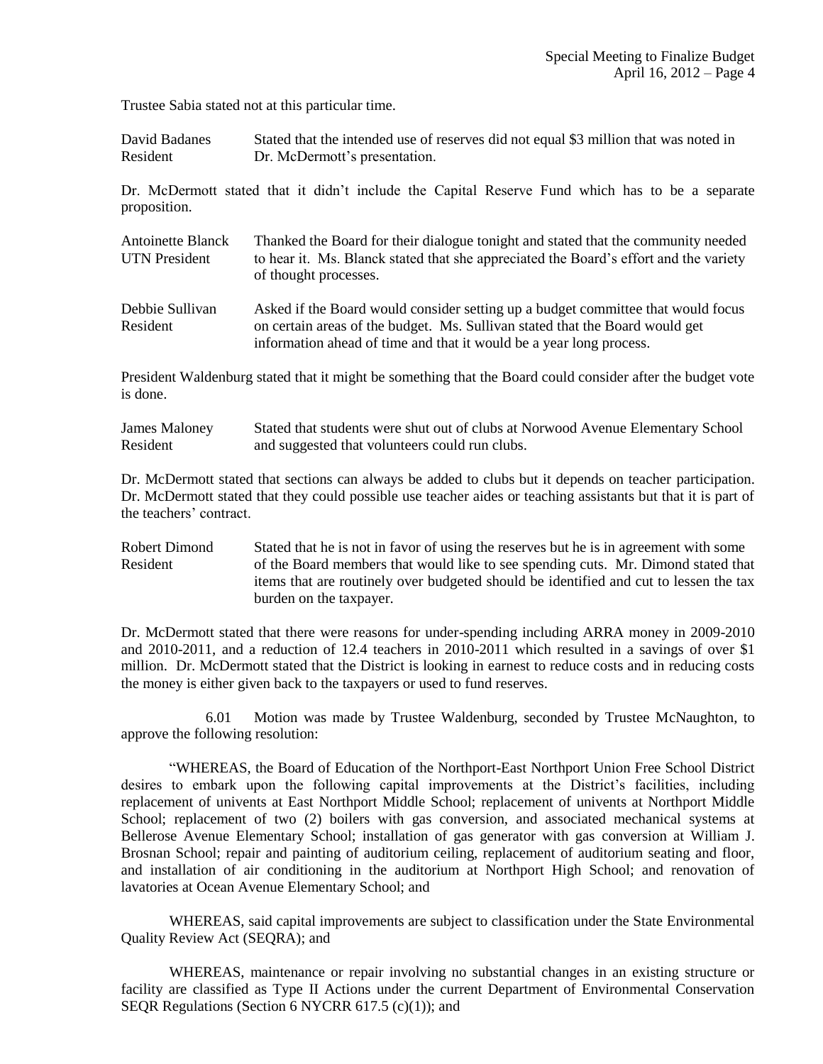Trustee Sabia stated not at this particular time.

David Badanes
Resident

Stated that the intended use of reserves did not equal $3 million that was noted in Dr. McDermott's presentation.

Dr. McDermott stated that it didn't include the Capital Reserve Fund which has to be a separate proposition.

Antoinette Blanck
UTN President

Thanked the Board for their dialogue tonight and stated that the community needed to hear it. Ms. Blanck stated that she appreciated the Board's effort and the variety of thought processes.

Debbie Sullivan
Resident

Asked if the Board would consider setting up a budget committee that would focus on certain areas of the budget. Ms. Sullivan stated that the Board would get information ahead of time and that it would be a year long process.

President Waldenburg stated that it might be something that the Board could consider after the budget vote is done.

James Maloney
Resident

Stated that students were shut out of clubs at Norwood Avenue Elementary School and suggested that volunteers could run clubs.

Dr. McDermott stated that sections can always be added to clubs but it depends on teacher participation. Dr. McDermott stated that they could possible use teacher aides or teaching assistants but that it is part of the teachers' contract.

Robert Dimond
Resident

Stated that he is not in favor of using the reserves but he is in agreement with some of the Board members that would like to see spending cuts. Mr. Dimond stated that items that are routinely over budgeted should be identified and cut to lessen the tax burden on the taxpayer.

Dr. McDermott stated that there were reasons for under-spending including ARRA money in 2009-2010 and 2010-2011, and a reduction of 12.4 teachers in 2010-2011 which resulted in a savings of over $1 million. Dr. McDermott stated that the District is looking in earnest to reduce costs and in reducing costs the money is either given back to the taxpayers or used to fund reserves.

6.01 Motion was made by Trustee Waldenburg, seconded by Trustee McNaughton, to approve the following resolution:

"WHEREAS, the Board of Education of the Northport-East Northport Union Free School District desires to embark upon the following capital improvements at the District's facilities, including replacement of univents at East Northport Middle School; replacement of univents at Northport Middle School; replacement of two (2) boilers with gas conversion, and associated mechanical systems at Bellerose Avenue Elementary School; installation of gas generator with gas conversion at William J. Brosnan School; repair and painting of auditorium ceiling, replacement of auditorium seating and floor, and installation of air conditioning in the auditorium at Northport High School; and renovation of lavatories at Ocean Avenue Elementary School; and

WHEREAS, said capital improvements are subject to classification under the State Environmental Quality Review Act (SEQRA); and

WHEREAS, maintenance or repair involving no substantial changes in an existing structure or facility are classified as Type II Actions under the current Department of Environmental Conservation SEQR Regulations (Section 6 NYCRR 617.5 (c)(1)); and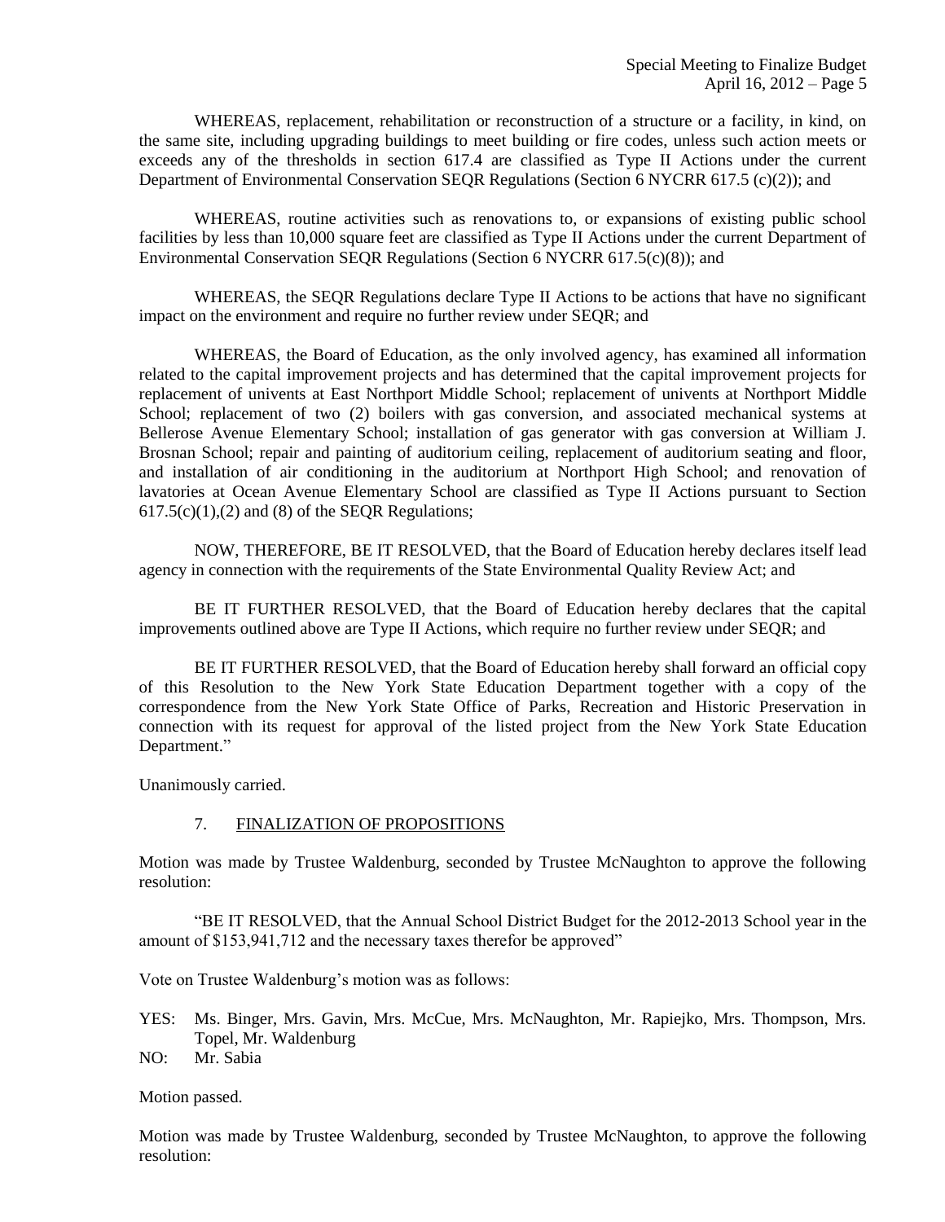WHEREAS, replacement, rehabilitation or reconstruction of a structure or a facility, in kind, on the same site, including upgrading buildings to meet building or fire codes, unless such action meets or exceeds any of the thresholds in section 617.4 are classified as Type II Actions under the current Department of Environmental Conservation SEQR Regulations (Section 6 NYCRR 617.5 (c)(2)); and

WHEREAS, routine activities such as renovations to, or expansions of existing public school facilities by less than 10,000 square feet are classified as Type II Actions under the current Department of Environmental Conservation SEQR Regulations (Section 6 NYCRR 617.5(c)(8)); and

WHEREAS, the SEQR Regulations declare Type II Actions to be actions that have no significant impact on the environment and require no further review under SEQR; and

WHEREAS, the Board of Education, as the only involved agency, has examined all information related to the capital improvement projects and has determined that the capital improvement projects for replacement of univents at East Northport Middle School; replacement of univents at Northport Middle School; replacement of two (2) boilers with gas conversion, and associated mechanical systems at Bellerose Avenue Elementary School; installation of gas generator with gas conversion at William J. Brosnan School; repair and painting of auditorium ceiling, replacement of auditorium seating and floor, and installation of air conditioning in the auditorium at Northport High School; and renovation of lavatories at Ocean Avenue Elementary School are classified as Type II Actions pursuant to Section 617.5(c)(1),(2) and (8) of the SEQR Regulations;

NOW, THEREFORE, BE IT RESOLVED, that the Board of Education hereby declares itself lead agency in connection with the requirements of the State Environmental Quality Review Act; and

BE IT FURTHER RESOLVED, that the Board of Education hereby declares that the capital improvements outlined above are Type II Actions, which require no further review under SEQR; and

BE IT FURTHER RESOLVED, that the Board of Education hereby shall forward an official copy of this Resolution to the New York State Education Department together with a copy of the correspondence from the New York State Office of Parks, Recreation and Historic Preservation in connection with its request for approval of the listed project from the New York State Education Department."

Unanimously carried.

7. <u>FINALIZATION OF PROPOSITIONS</u>

Motion was made by Trustee Waldenburg, seconded by Trustee McNaughton to approve the following resolution:

"BE IT RESOLVED, that the Annual School District Budget for the 2012-2013 School year in the amount of $153,941,712 and the necessary taxes therefor be approved"

Vote on Trustee Waldenburg's motion was as follows:

YES: Ms. Binger, Mrs. Gavin, Mrs. McCue, Mrs. McNaughton, Mr. Rapiejko, Mrs. Thompson, Mrs. Topel, Mr. Waldenburg
NO: Mr. Sabia

Motion passed.

Motion was made by Trustee Waldenburg, seconded by Trustee McNaughton, to approve the following resolution: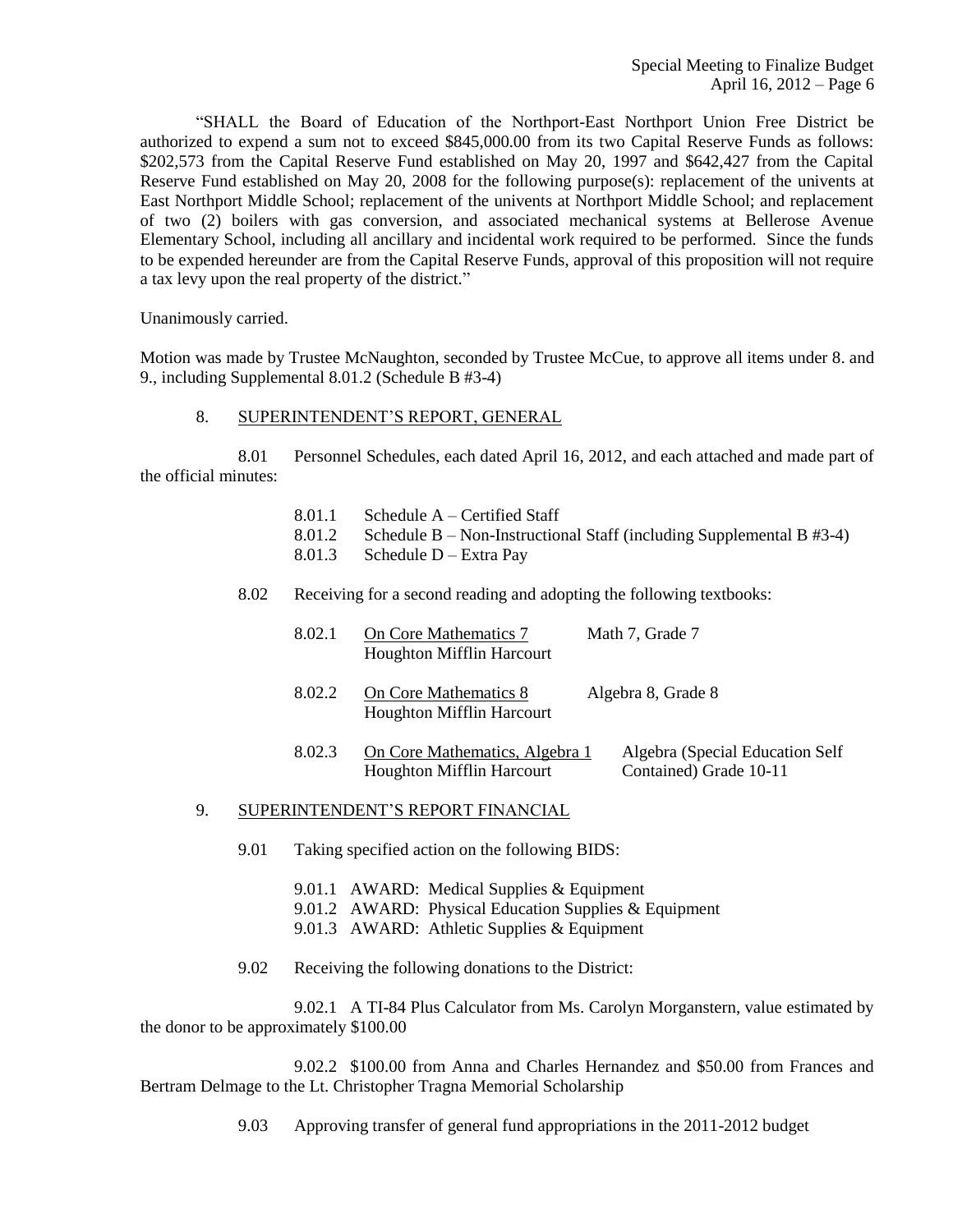"SHALL the Board of Education of the Northport-East Northport Union Free District be authorized to expend a sum not to exceed $845,000.00 from its two Capital Reserve Funds as follows: $202,573 from the Capital Reserve Fund established on May 20, 1997 and $642,427 from the Capital Reserve Fund established on May 20, 2008 for the following purpose(s): replacement of the univents at East Northport Middle School; replacement of the univents at Northport Middle School; and replacement of two (2) boilers with gas conversion, and associated mechanical systems at Bellerose Avenue Elementary School, including all ancillary and incidental work required to be performed. Since the funds to be expended hereunder are from the Capital Reserve Funds, approval of this proposition will not require a tax levy upon the real property of the district."

Unanimously carried.

Motion was made by Trustee McNaughton, seconded by Trustee McCue, to approve all items under 8. and 9., including Supplemental 8.01.2 (Schedule B #3-4)

8. SUPERINTENDENT'S REPORT, GENERAL

8.01 Personnel Schedules, each dated April 16, 2012, and each attached and made part of the official minutes:

- 8.01.1 Schedule A – Certified Staff
- 8.01.2 Schedule B – Non-Instructional Staff (including Supplemental B #3-4)
- 8.01.3 Schedule D – Extra Pay

8.02 Receiving for a second reading and adopting the following textbooks:

| | | |
|---|---|---|
| 8.02.1 | On Core Mathematics 7<br>Houghton Mifflin Harcourt | Math 7, Grade 7 |
| 8.02.2 | On Core Mathematics 8<br>Houghton Mifflin Harcourt | Algebra 8, Grade 8 |
| 8.02.3 | On Core Mathematics, Algebra 1<br>Houghton Mifflin Harcourt | Algebra (Special Education Self Contained) Grade 10-11 |

9. SUPERINTENDENT'S REPORT FINANCIAL

9.01 Taking specified action on the following BIDS:

- 9.01.1 AWARD: Medical Supplies & Equipment
- 9.01.2 AWARD: Physical Education Supplies & Equipment
- 9.01.3 AWARD: Athletic Supplies & Equipment

9.02 Receiving the following donations to the District:

9.02.1 A TI-84 Plus Calculator from Ms. Carolyn Morganstern, value estimated by the donor to be approximately $100.00

9.02.2 $100.00 from Anna and Charles Hernandez and $50.00 from Frances and Bertram Delmage to the Lt. Christopher Tragna Memorial Scholarship

9.03 Approving transfer of general fund appropriations in the 2011-2012 budget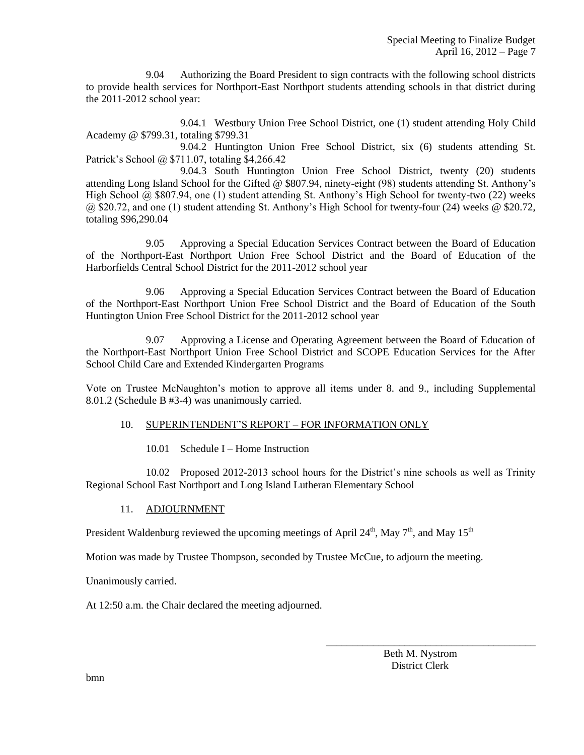9.04 Authorizing the Board President to sign contracts with the following school districts to provide health services for Northport-East Northport students attending schools in that district during the 2011-2012 school year:

9.04.1 Westbury Union Free School District, one (1) student attending Holy Child Academy @ $799.31, totaling $799.31

9.04.2 Huntington Union Free School District, six (6) students attending St. Patrick's School @ $711.07, totaling $4,266.42

9.04.3 South Huntington Union Free School District, twenty (20) students attending Long Island School for the Gifted @ $807.94, ninety-eight (98) students attending St. Anthony's High School @ $807.94, one (1) student attending St. Anthony's High School for twenty-two (22) weeks @ $20.72, and one (1) student attending St. Anthony's High School for twenty-four (24) weeks @ $20.72, totaling $96,290.04

9.05 Approving a Special Education Services Contract between the Board of Education of the Northport-East Northport Union Free School District and the Board of Education of the Harborfields Central School District for the 2011-2012 school year

9.06 Approving a Special Education Services Contract between the Board of Education of the Northport-East Northport Union Free School District and the Board of Education of the South Huntington Union Free School District for the 2011-2012 school year

9.07 Approving a License and Operating Agreement between the Board of Education of the Northport-East Northport Union Free School District and SCOPE Education Services for the After School Child Care and Extended Kindergarten Programs

Vote on Trustee McNaughton's motion to approve all items under 8. and 9., including Supplemental 8.01.2 (Schedule B #3-4) was unanimously carried.

10. SUPERINTENDENT'S REPORT – FOR INFORMATION ONLY

10.01 Schedule I – Home Instruction

10.02 Proposed 2012-2013 school hours for the District's nine schools as well as Trinity Regional School East Northport and Long Island Lutheran Elementary School

11. ADJOURNMENT

President Waldenburg reviewed the upcoming meetings of April 24th, May 7th, and May 15th

Motion was made by Trustee Thompson, seconded by Trustee McCue, to adjourn the meeting.

Unanimously carried.

At 12:50 a.m. the Chair declared the meeting adjourned.

\_\_\_\_\_\_\_\_\_\_\_\_\_\_\_\_\_\_\_\_\_\_\_\_\_\_\_\_\_\_\_\_\_\_\_\_\_\_\_\_

Beth M. Nystrom
District Clerk

bmn